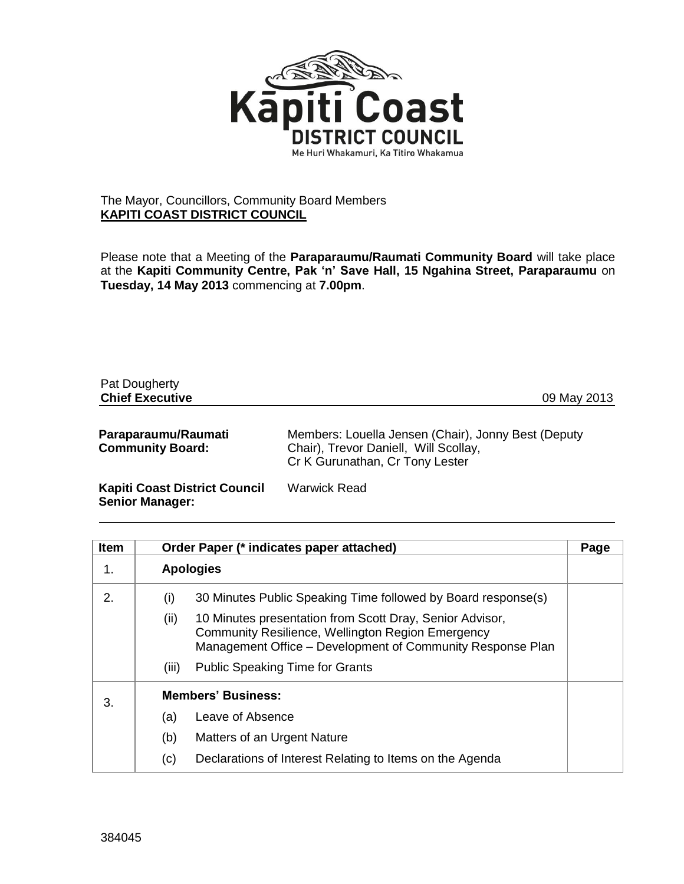Kāpiti Coast
DISTRICT COUNCIL
Me Huri Whakamuri, Ka Titiro Whakamua

The Mayor, Councillors, Community Board Members
**KAPITI COAST DISTRICT COUNCIL**

Please note that a Meeting of the **Paraparaumu/Raumati Community Board** will take place at the **Kapiti Community Centre, Pak 'n' Save Hall, 15 Ngahina Street, Paraparaumu** on **Tuesday, 14 May 2013** commencing at **7.00pm**.

Pat Dougherty
**Chief Executive** 09 May 2013

**Paraparaumu/Raumati Community Board:** Members: Louella Jensen (Chair), Jonny Best (Deputy Chair), Trevor Daniell, Will Scollay, Cr K Gurunathan, Cr Tony Lester

**Kapiti Coast District Council Senior Manager:** Warwick Read

| Item | Order Paper (* indicates paper attached) | Page |
|---|---|---|
| 1. | **Apologies** | |
| 2. | (i) 30 Minutes Public Speaking Time followed by Board response(s)<br>(ii) 10 Minutes presentation from Scott Dray, Senior Advisor, Community Resilience, Wellington Region Emergency Management Office – Development of Community Response Plan<br>(iii) Public Speaking Time for Grants | |
| 3. | **Members' Business:**<br>(a) Leave of Absence<br>(b) Matters of an Urgent Nature<br>(c) Declarations of Interest Relating to Items on the Agenda | |

384045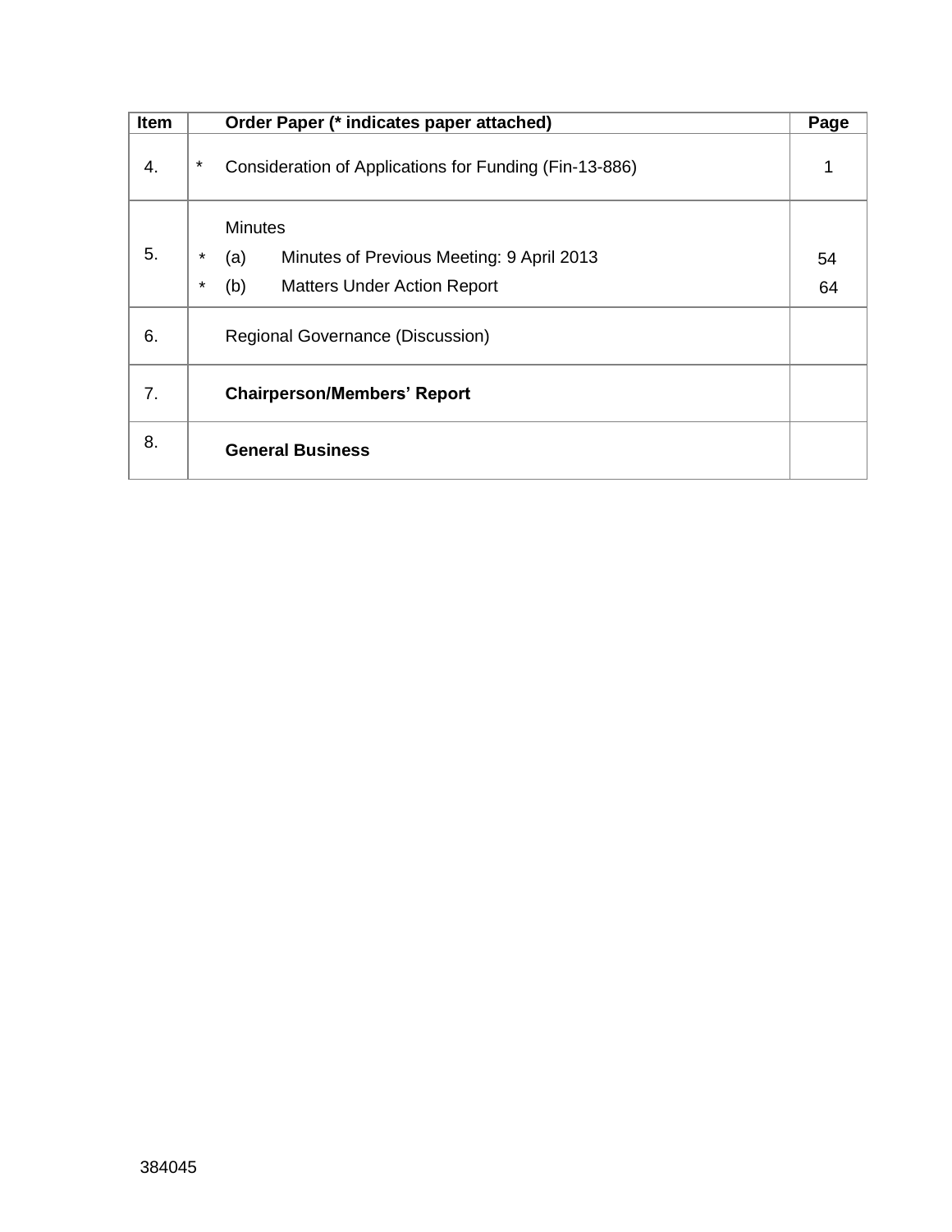| Item | | Order Paper (* indicates paper attached) | Page |
| --- | --- | --- | --- |
| 4. | * | Consideration of Applications for Funding (Fin-13-886) | 1 |
| 5. | | Minutes | |
| | * | (a) Minutes of Previous Meeting: 9 April 2013 | 54 |
| | * | (b) Matters Under Action Report | 64 |
| 6. | | Regional Governance (Discussion) | |
| 7. | | **Chairperson/Members' Report** | |
| 8. | | **General Business** | |

384045